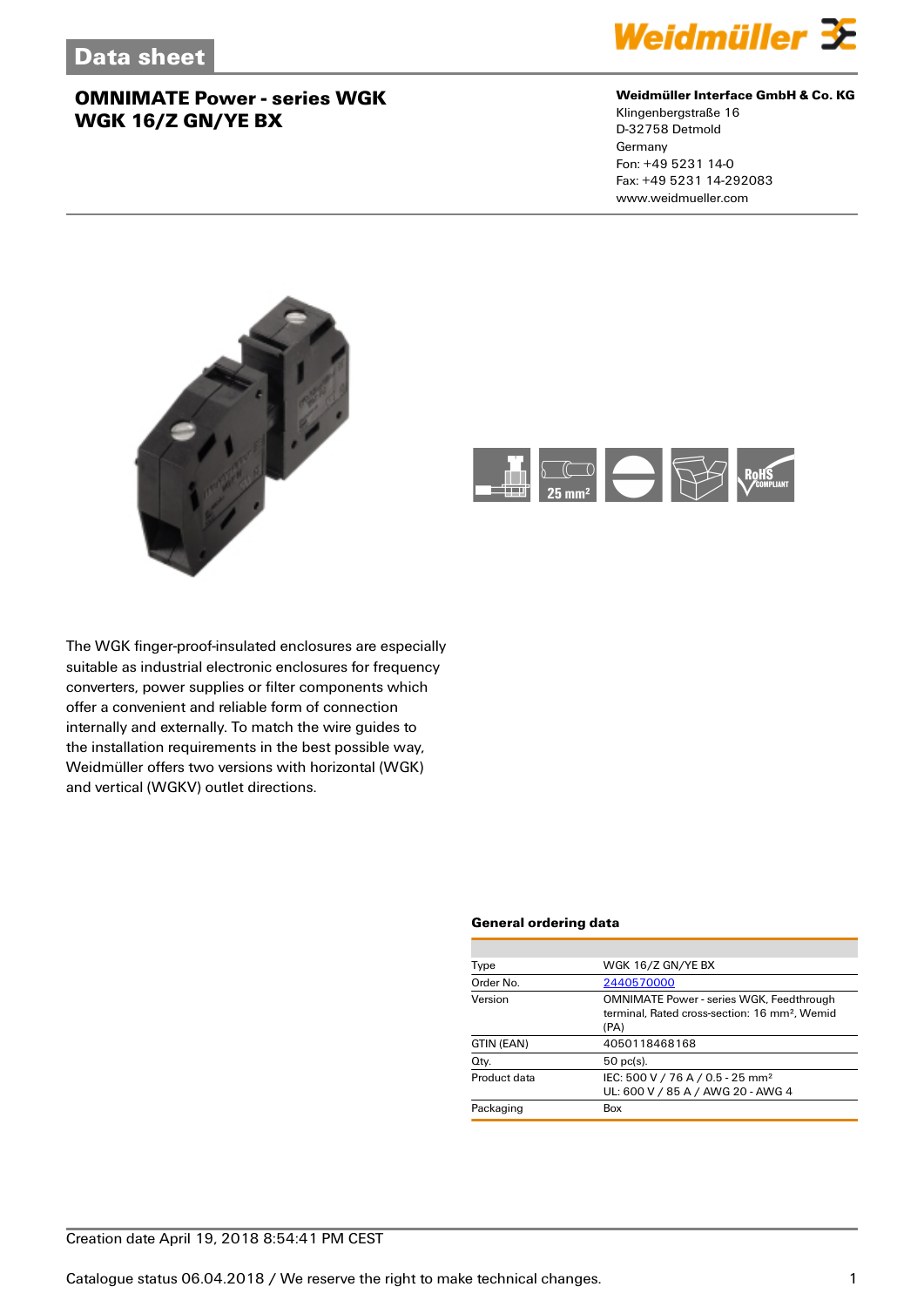# Data sheet

## OMNIMATE Power - series WGK
## WGK 16/Z GN/YE BX

**Weidmüller Interface GmbH & Co. KG**
Klingenbergstraße 16
D-32758 Detmold
Germany
Fon: +49 5231 14-0
Fax: +49 5231 14-292083
www.weidmueller.com

The WGK finger-proof-insulated enclosures are especially suitable as industrial electronic enclosures for frequency converters, power supplies or filter components which offer a convenient and reliable form of connection internally and externally. To match the wire guides to the installation requirements in the best possible way, Weidmüller offers two versions with horizontal (WGK) and vertical (WGKV) outlet directions.

### General ordering data

| | |
|---|---|
| Type | WGK 16/Z GN/YE BX |
| Order No. | 2440570000 |
| Version | OMNIMATE Power - series WGK, Feedthrough terminal, Rated cross-section: 16 mm², Wemid (PA) |
| GTIN (EAN) | 4050118468168 |
| Qty. | 50 pc(s). |
| Product data | IEC: 500 V / 76 A / 0.5 - 25 mm²<br>UL: 600 V / 85 A / AWG 20 - AWG 4 |
| Packaging | Box |

Creation date April 19, 2018 8:54:41 PM CEST

Catalogue status 06.04.2018 / We reserve the right to make technical changes.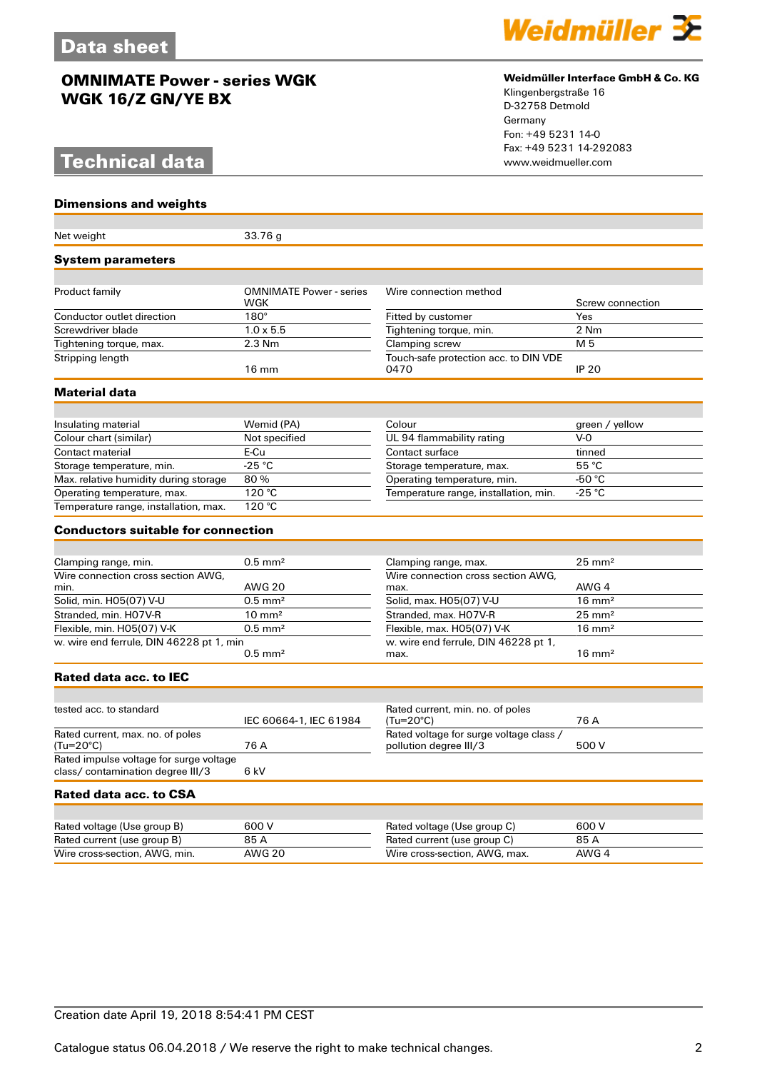# Data sheet

## OMNIMATE Power - series WGK
## WGK 16/Z GN/YE BX

**Weidmüller Interface GmbH & Co. KG**
Klingenbergstraße 16
D-32758 Detmold
Germany
Fon: +49 5231 14-0
Fax: +49 5231 14-292083
www.weidmueller.com

# Technical data

### Dimensions and weights

| | | | |
|---|---|---|---|
| Net weight | 33.76 g | | |

### System parameters

| | | | |
|---|---|---|---|
| Product family | OMNIMATE Power - series WGK | Wire connection method | Screw connection |
| Conductor outlet direction | 180° | Fitted by customer | Yes |
| Screwdriver blade | 1.0 x 5.5 | Tightening torque, min. | 2 Nm |
| Tightening torque, max. | 2.3 Nm | Clamping screw | M 5 |
| Stripping length | 16 mm | Touch-safe protection acc. to DIN VDE 0470 | IP 20 |

### Material data

| | | | |
|---|---|---|---|
| Insulating material | Wemid (PA) | Colour | green / yellow |
| Colour chart (similar) | Not specified | UL 94 flammability rating | V-0 |
| Contact material | E-Cu | Contact surface | tinned |
| Storage temperature, min. | -25 °C | Storage temperature, max. | 55 °C |
| Max. relative humidity during storage | 80 % | Operating temperature, min. | -50 °C |
| Operating temperature, max. | 120 °C | Temperature range, installation, min. | -25 °C |
| Temperature range, installation, max. | 120 °C | | |

### Conductors suitable for connection

| | | | |
|---|---|---|---|
| Clamping range, min. | 0.5 mm² | Clamping range, max. | 25 mm² |
| Wire connection cross section AWG, min. | AWG 20 | Wire connection cross section AWG, max. | AWG 4 |
| Solid, min. H05(07) V-U | 0.5 mm² | Solid, max. H05(07) V-U | 16 mm² |
| Stranded, min. H07V-R | 10 mm² | Stranded, max. H07V-R | 25 mm² |
| Flexible, min. H05(07) V-K | 0.5 mm² | Flexible, max. H05(07) V-K | 16 mm² |
| w. wire end ferrule, DIN 46228 pt 1, min | 0.5 mm² | w. wire end ferrule, DIN 46228 pt 1, max. | 16 mm² |

### Rated data acc. to IEC

| | | | |
|---|---|---|---|
| tested acc. to standard | IEC 60664-1, IEC 61984 | Rated current, min. no. of poles (Tu=20°C) | 76 A |
| Rated current, max. no. of poles (Tu=20°C) | 76 A | Rated voltage for surge voltage class / pollution degree III/3 | 500 V |
| Rated impulse voltage for surge voltage class/ contamination degree III/3 | 6 kV | | |

### Rated data acc. to CSA

| | | | |
|---|---|---|---|
| Rated voltage (Use group B) | 600 V | Rated voltage (Use group C) | 600 V |
| Rated current (use group B) | 85 A | Rated current (use group C) | 85 A |
| Wire cross-section, AWG, min. | AWG 20 | Wire cross-section, AWG, max. | AWG 4 |

Creation date April 19, 2018 8:54:41 PM CEST

Catalogue status 06.04.2018 / We reserve the right to make technical changes.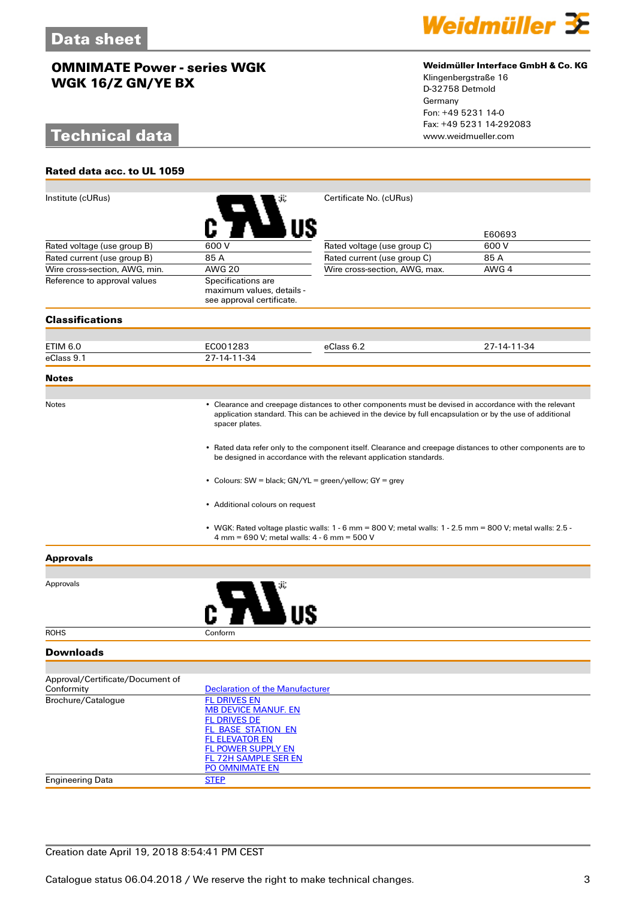# Data sheet

## OMNIMATE Power - series WGK
## WGK 16/Z GN/YE BX

**Weidmüller Interface GmbH & Co. KG**
Klingenbergstraße 16
D-32758 Detmold
Germany
Fon: +49 5231 14-0
Fax: +49 5231 14-292083
www.weidmueller.com

# Technical data

### Rated data acc. to UL 1059

| | | | |
|---|---|---|---|
| Institute (cURus) | | Certificate No. (cURus) | E60693 |
| Rated voltage (use group B) | 600 V | Rated voltage (use group C) | 600 V |
| Rated current (use group B) | 85 A | Rated current (use group C) | 85 A |
| Wire cross-section, AWG, min. | AWG 20 | Wire cross-section, AWG, max. | AWG 4 |
| Reference to approval values | Specifications are maximum values, details - see approval certificate. | | |

### Classifications

| | | | |
|---|---|---|---|
| ETIM 6.0 | EC001283 | eClass 6.2 | 27-14-11-34 |
| eClass 9.1 | 27-14-11-34 | | |

### Notes

Notes

- Clearance and creepage distances to other components must be devised in accordance with the relevant application standard. This can be achieved in the device by full encapsulation or by the use of additional spacer plates.
- Rated data refer only to the component itself. Clearance and creepage distances to other components are to be designed in accordance with the relevant application standards.
- Colours: SW = black; GN/YL = green/yellow; GY = grey
- Additional colours on request
- WGK: Rated voltage plastic walls: 1 - 6 mm = 800 V; metal walls: 1 - 2.5 mm = 800 V; metal walls: 2.5 - 4 mm = 690 V; metal walls: 4 - 6 mm = 500 V

### Approvals

| | |
|---|---|
| Approvals | |
| ROHS | Conform |

### Downloads

| | |
|---|---|
| Approval/Certificate/Document of Conformity | Declaration of the Manufacturer |
| Brochure/Catalogue | FL DRIVES EN<br>MB DEVICE MANUF. EN<br>FL DRIVES DE<br>FL_BASE_STATION_EN<br>FL ELEVATOR EN<br>FL POWER SUPPLY EN<br>FL 72H SAMPLE SER EN<br>PO OMNIMATE EN |
| Engineering Data | STEP |

Creation date April 19, 2018 8:54:41 PM CEST

Catalogue status 06.04.2018 / We reserve the right to make technical changes.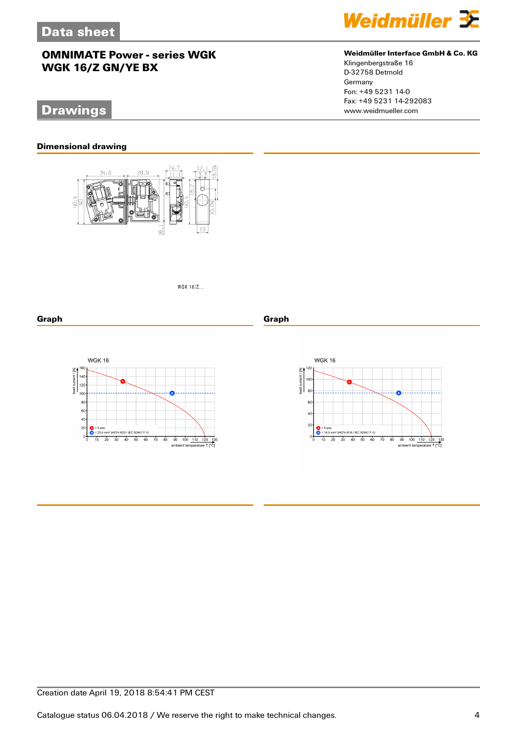# Data sheet

## OMNIMATE Power - series WGK
## WGK 16/Z GN/YE BX

**Weidmüller Interface GmbH & Co. KG**
Klingenbergstraße 16
D-32758 Detmold
Germany
Fon: +49 5231 14-0
Fax: +49 5231 14-292083
www.weidmueller.com

## Drawings

### Dimensional drawing

34.6
28.9
14.7
11.1
12.1
3.3
18.64
40.4
10
18.2
40.4
10.04
38.1
10

WGK 16/Z...

### Graph

WGK 16

load current I [A]

160
140
120
100
80
60
40
20
0

0 10 20 30 40 50 60 70 80 90 100 110 120 130

ambient temperature T [°C]

A = 5 pos.
B = 25.0 mm² (H07V-R25 / IEC 60947-7-1)

### Graph

WGK 16

load current I [A]

120
100
80
60
40
20
0

0 10 20 30 40 50 60 70 80 90 100 110 120 130

ambient temperature T [°C]

A = 5 pos.
B = 16.0 mm² (H07V-R16 / IEC 60947-7-1)

Creation date April 19, 2018 8:54:41 PM CEST

Catalogue status 06.04.2018 / We reserve the right to make technical changes.